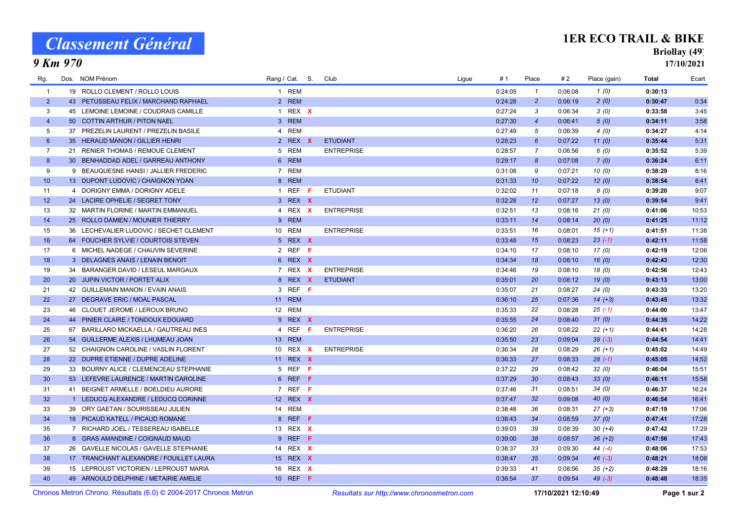# Classement Général

## 9 Km 970

## 1ER ECO TRAIL & BIKE

**Briollay (49)**

**17/10/2021**

| Rg. | Dos. | NOM Prénom | Rang / Cat. | | S. | Club | Ligue | # 1 | Place | # 2 | Place (gain) | Total | Ecart |
|---|---|---|---|---|---|---|---|---|---|---|---|---|---|
| 1 | 19 | ROLLO CLEMENT / ROLLO LOUIS | 1 | REM | | | | 0:24:05 | *1* | 0:06:08 | *1 (0)* | **0:30:13** | |
| 2 | 43 | PETUSSEAU FELIX / MARCHAND RAPHAEL | 2 | REM | | | | 0:24:28 | *2* | 0:06:19 | *2 (0)* | **0:30:47** | 0:34 |
| 3 | 45 | LEMOINE LEMOINE / COUDRAIS CAMILLE | 1 | REX | X | | | 0:27:24 | *3* | 0:06:34 | *3 (0)* | **0:33:58** | 3:45 |
| 4 | 50 | COTTIN ARTHUR / PITON NAEL | 3 | REM | | | | 0:27:30 | *4* | 0:06:41 | *5 (0)* | **0:34:11** | 3:58 |
| 5 | 37 | PREZELIN LAURENT / PREZELIN BASILE | 4 | REM | | | | 0:27:49 | *5* | 0:06:39 | *4 (0)* | **0:34:27** | 4:14 |
| 6 | 35 | HERAUD MANON / GILLIER HENRI | 2 | REX | X | ETUDIANT | | 0:28:23 | *6* | 0:07:22 | *11 (0)* | **0:35:44** | 5:31 |
| 7 | 21 | RENIER THOMAS / REMOUE CLEMENT | 5 | REM | | ENTREPRISE | | 0:28:57 | *7* | 0:06:56 | *6 (0)* | **0:35:52** | 5:39 |
| 8 | 30 | BENHADDAD ADEL / GARREAU ANTHONY | 6 | REM | | | | 0:29:17 | *8* | 0:07:08 | *7 (0)* | **0:36:24** | 6:11 |
| 9 | 9 | BEAUQUESNE HANSI / JALLIER FREDERIC | 7 | REM | | | | 0:31:08 | *9* | 0:07:21 | *10 (0)* | **0:38:29** | 8:16 |
| 10 | 13 | DUPONT LUDOVIC / CHAIGNON YOAN | 8 | REM | | | | 0:31:33 | *10* | 0:07:22 | *12 (0)* | **0:38:54** | 8:41 |
| 11 | 4 | DORIGNY EMMA / DORIGNY ADELE | 1 | REF | F | ETUDIANT | | 0:32:02 | *11* | 0:07:18 | *8 (0)* | **0:39:20** | 9:07 |
| 12 | 24 | LACIRE OPHELIE / SEGRET TONY | 3 | REX | X | | | 0:32:28 | *12* | 0:07:27 | *13 (0)* | **0:39:54** | 9:41 |
| 13 | 32 | MARTIN FLORINE / MARTIN EMMANUEL | 4 | REX | X | ENTREPRISE | | 0:32:51 | *13* | 0:08:16 | *21 (0)* | **0:41:06** | 10:53 |
| 14 | 25 | ROLLO DAMIEN / MOUNIER THIERRY | 9 | REM | | | | 0:33:11 | *14* | 0:08:14 | *20 (0)* | **0:41:25** | 11:12 |
| 15 | 36 | LECHEVALIER LUDOVIC / SECHET CLEMENT | 10 | REM | | ENTREPRISE | | 0:33:51 | *16* | 0:08:01 | *15 (+1)* | **0:41:51** | 11:38 |
| 16 | 64 | FOUCHER SYLVIE / COURTOIS STEVEN | 5 | REX | X | | | 0:33:48 | *15* | 0:08:23 | *23 (-1)* | **0:42:11** | 11:58 |
| 17 | 6 | MICHEL NADEGE / CHAUVIN SEVERINE | 2 | REF | F | | | 0:34:10 | *17* | 0:08:10 | *17 (0)* | **0:42:19** | 12:06 |
| 18 | 3 | DELAGNES ANAIS / LENAIN BENOIT | 6 | REX | X | | | 0:34:34 | *18* | 0:08:10 | *16 (0)* | **0:42:43** | 12:30 |
| 19 | 34 | BARANGER DAVID / LESEUL MARGAUX | 7 | REX | X | ENTREPRISE | | 0:34:46 | *19* | 0:08:10 | *18 (0)* | **0:42:56** | 12:43 |
| 20 | 20 | JUPIN VICTOR / PORTET ALIX | 8 | REX | X | ETUDIANT | | 0:35:01 | *20* | 0:08:12 | *19 (0)* | **0:43:13** | 13:00 |
| 21 | 42 | GUILLEMAIN MANON / EVAIN ANAIS | 3 | REF | F | | | 0:35:07 | *21* | 0:08:27 | *24 (0)* | **0:43:33** | 13:20 |
| 22 | 27 | DEGRAVE ERIC / MOAL PASCAL | 11 | REM | | | | 0:36:10 | *25* | 0:07:36 | *14 (+3)* | **0:43:45** | 13:32 |
| 23 | 46 | CLOUET JEROME / LEROUX BRUNO | 12 | REM | | | | 0:35:33 | *22* | 0:08:28 | *25 (-1)* | **0:44:00** | 13:47 |
| 24 | 44 | PINIER CLAIRE / TONDOUX EDOUARD | 9 | REX | X | | | 0:35:55 | *24* | 0:08:40 | *31 (0)* | **0:44:35** | 14:22 |
| 25 | 67 | BARILLARO MICKAELLA / GAUTREAU INES | 4 | REF | F | ENTREPRISE | | 0:36:20 | *26* | 0:08:22 | *22 (+1)* | **0:44:41** | 14:28 |
| 26 | 54 | GUILLERME ALEXIS / LHUMEAU JOAN | 13 | REM | | | | 0:35:50 | *23* | 0:09:04 | *39 (-3)* | **0:44:54** | 14:41 |
| 27 | 52 | CHAIGNON CAROLINE / VASLIN FLORENT | 10 | REX | X | ENTREPRISE | | 0:36:34 | *28* | 0:08:29 | *26 (+1)* | **0:45:02** | 14:49 |
| 28 | 22 | DUPRE ETIENNE / DUPRE ADELINE | 11 | REX | X | | | 0:36:33 | *27* | 0:08:33 | *28 (-1)* | **0:45:05** | 14:52 |
| 29 | 33 | BOURNY ALICE / CLEMENCEAU STEPHANIE | 5 | REF | F | | | 0:37:22 | *29* | 0:08:42 | *32 (0)* | **0:46:04** | 15:51 |
| 30 | 53 | LEFEVRE LAURENCE / MARTIN CAROLINE | 6 | REF | F | | | 0:37:29 | *30* | 0:08:43 | *33 (0)* | **0:46:11** | 15:58 |
| 31 | 41 | BEIGNET ARMELLE / BOELDIEU AURORE | 7 | REF | F | | | 0:37:46 | *31* | 0:08:51 | *34 (0)* | **0:46:37** | 16:24 |
| 32 | 1 | LEDUCQ ALEXANDRE / LEDUCQ CORINNE | 12 | REX | X | | | 0:37:47 | *32* | 0:09:08 | *40 (0)* | **0:46:54** | 16:41 |
| 33 | 39 | ORY GAETAN / SOURISSEAU JULIEN | 14 | REM | | | | 0:38:48 | *36* | 0:08:31 | *27 (+3)* | **0:47:19** | 17:06 |
| 34 | 18 | PICAUD KATELL / PICAUD ROMANE | 8 | REF | F | | | 0:38:43 | *34* | 0:08:59 | *37 (0)* | **0:47:41** | 17:28 |
| 35 | 7 | RICHARD JOEL / TESSEREAU ISABELLE | 13 | REX | X | | | 0:39:03 | *39* | 0:08:39 | *30 (+4)* | **0:47:42** | 17:29 |
| 36 | 8 | GRAS AMANDINE / COIGNAUD MAUD | 9 | REF | F | | | 0:39:00 | *38* | 0:08:57 | *36 (+2)* | **0:47:56** | 17:43 |
| 37 | 26 | GAVELLE NICOLAS / GAVELLE STEPHANIE | 14 | REX | X | | | 0:38:37 | *33* | 0:09:30 | *44 (-4)* | **0:48:06** | 17:53 |
| 38 | 17 | TRANCHANT ALEXANDRE / FOUILLET LAURA | 15 | REX | X | | | 0:38:47 | *35* | 0:09:34 | *46 (-3)* | **0:48:21** | 18:08 |
| 39 | 15 | LEPROUST VICTORIEN / LEPROUST MARIA | 16 | REX | X | | | 0:39:33 | *41* | 0:08:56 | *35 (+2)* | **0:48:29** | 18:16 |
| 40 | 49 | ARNOULD DELPHINE / METAIRIE AMELIE | 10 | REF | F | | | 0:38:54 | *37* | 0:09:54 | *49 (-3)* | **0:48:48** | 18:35 |

Chronos Metron Chrono. Résultats (6.0) © 2004-2017 Chronos Metron — *Resultats sur http://www.chronosmetron.com* — **17/10/2021 12:10:49**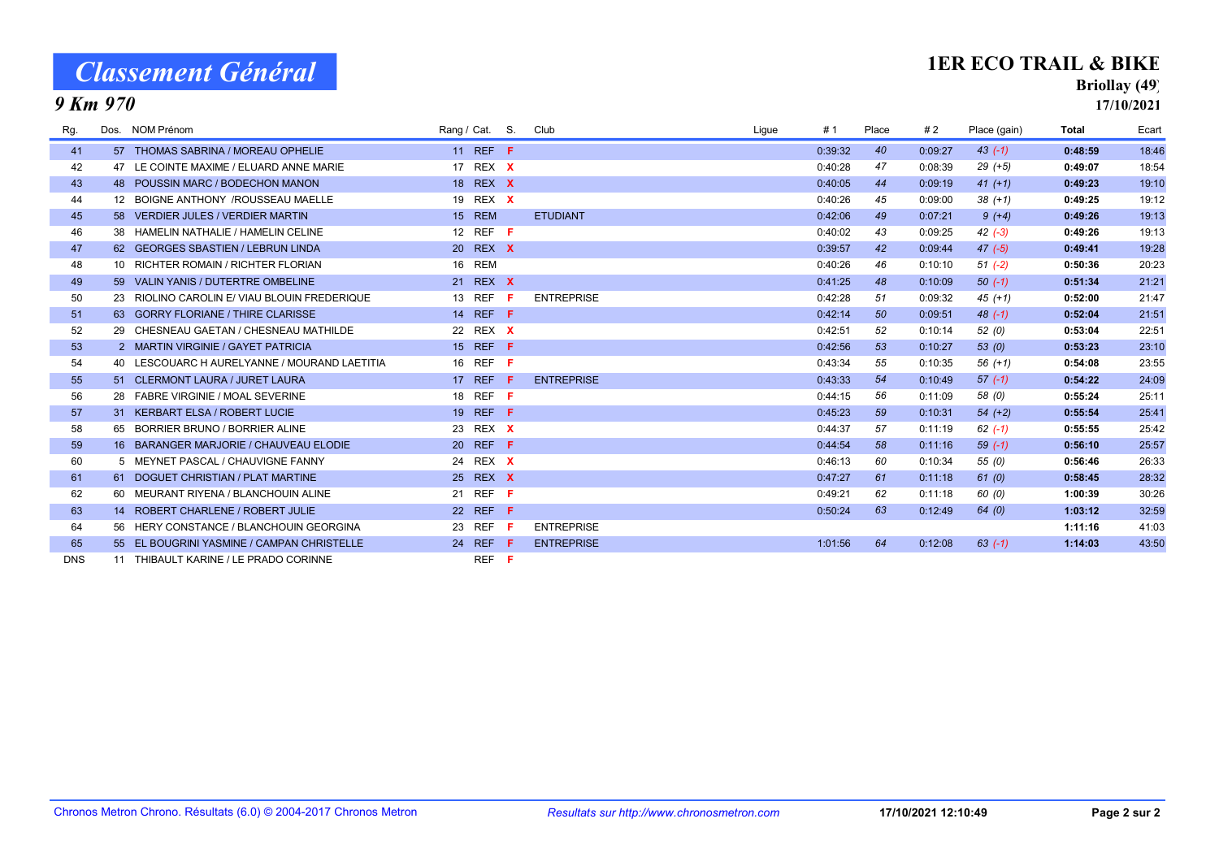# Classement Général

*9 Km 970*

**1ER ECO TRAIL & BIKE**
**Briollay (49)**
**17/10/2021**

| Rg. | Dos. | NOM Prénom | Rang / Cat. | | S. | Club | Ligue | # 1 | Place | # 2 | Place (gain) | Total | Ecart |
|---|---|---|---|---|---|---|---|---|---|---|---|---|---|
| 41 | 57 | THOMAS SABRINA / MOREAU OPHELIE | 11 | REF | F | | | 0:39:32 | 40 | 0:09:27 | 43 (-1) | **0:48:59** | 18:46 |
| 42 | 47 | LE COINTE MAXIME / ELUARD ANNE MARIE | 17 | REX | X | | | 0:40:28 | 47 | 0:08:39 | 29 (+5) | **0:49:07** | 18:54 |
| 43 | 48 | POUSSIN MARC / BODECHON MANON | 18 | REX | X | | | 0:40:05 | 44 | 0:09:19 | 41 (+1) | **0:49:23** | 19:10 |
| 44 | 12 | BOIGNE ANTHONY /ROUSSEAU MAELLE | 19 | REX | X | | | 0:40:26 | 45 | 0:09:00 | 38 (+1) | **0:49:25** | 19:12 |
| 45 | 58 | VERDIER JULES / VERDIER MARTIN | 15 | REM | | ETUDIANT | | 0:42:06 | 49 | 0:07:21 | 9 (+4) | **0:49:26** | 19:13 |
| 46 | 38 | HAMELIN NATHALIE / HAMELIN CELINE | 12 | REF | F | | | 0:40:02 | 43 | 0:09:25 | 42 (-3) | **0:49:26** | 19:13 |
| 47 | 62 | GEORGES SBASTIEN / LEBRUN LINDA | 20 | REX | X | | | 0:39:57 | 42 | 0:09:44 | 47 (-5) | **0:49:41** | 19:28 |
| 48 | 10 | RICHTER ROMAIN / RICHTER FLORIAN | 16 | REM | | | | 0:40:26 | 46 | 0:10:10 | 51 (-2) | **0:50:36** | 20:23 |
| 49 | 59 | VALIN YANIS / DUTERTRE OMBELINE | 21 | REX | X | | | 0:41:25 | 48 | 0:10:09 | 50 (-1) | **0:51:34** | 21:21 |
| 50 | 23 | RIOLINO CAROLIN E/ VIAU BLOUIN FREDERIQUE | 13 | REF | F | ENTREPRISE | | 0:42:28 | 51 | 0:09:32 | 45 (+1) | **0:52:00** | 21:47 |
| 51 | 63 | GORRY FLORIANE / THIRE CLARISSE | 14 | REF | F | | | 0:42:14 | 50 | 0:09:51 | 48 (-1) | **0:52:04** | 21:51 |
| 52 | 29 | CHESNEAU GAETAN / CHESNEAU MATHILDE | 22 | REX | X | | | 0:42:51 | 52 | 0:10:14 | 52 (0) | **0:53:04** | 22:51 |
| 53 | 2 | MARTIN VIRGINIE / GAYET PATRICIA | 15 | REF | F | | | 0:42:56 | 53 | 0:10:27 | 53 (0) | **0:53:23** | 23:10 |
| 54 | 40 | LESCOUARC H AURELYANNE / MOURAND LAETITIA | 16 | REF | F | | | 0:43:34 | 55 | 0:10:35 | 56 (+1) | **0:54:08** | 23:55 |
| 55 | 51 | CLERMONT LAURA / JURET LAURA | 17 | REF | F | ENTREPRISE | | 0:43:33 | 54 | 0:10:49 | 57 (-1) | **0:54:22** | 24:09 |
| 56 | 28 | FABRE VIRGINIE / MOAL SEVERINE | 18 | REF | F | | | 0:44:15 | 56 | 0:11:09 | 58 (0) | **0:55:24** | 25:11 |
| 57 | 31 | KERBART ELSA / ROBERT LUCIE | 19 | REF | F | | | 0:45:23 | 59 | 0:10:31 | 54 (+2) | **0:55:54** | 25:41 |
| 58 | 65 | BORRIER BRUNO / BORRIER ALINE | 23 | REX | X | | | 0:44:37 | 57 | 0:11:19 | 62 (-1) | **0:55:55** | 25:42 |
| 59 | 16 | BARANGER MARJORIE / CHAUVEAU ELODIE | 20 | REF | F | | | 0:44:54 | 58 | 0:11:16 | 59 (-1) | **0:56:10** | 25:57 |
| 60 | 5 | MEYNET PASCAL / CHAUVIGNE FANNY | 24 | REX | X | | | 0:46:13 | 60 | 0:10:34 | 55 (0) | **0:56:46** | 26:33 |
| 61 | 61 | DOGUET CHRISTIAN / PLAT MARTINE | 25 | REX | X | | | 0:47:27 | 61 | 0:11:18 | 61 (0) | **0:58:45** | 28:32 |
| 62 | 60 | MEURANT RIYENA / BLANCHOUIN ALINE | 21 | REF | F | | | 0:49:21 | 62 | 0:11:18 | 60 (0) | **1:00:39** | 30:26 |
| 63 | 14 | ROBERT CHARLENE / ROBERT JULIE | 22 | REF | F | | | 0:50:24 | 63 | 0:12:49 | 64 (0) | **1:03:12** | 32:59 |
| 64 | 56 | HERY CONSTANCE / BLANCHOUIN GEORGINA | 23 | REF | F | ENTREPRISE | | | | | | **1:11:16** | 41:03 |
| 65 | 55 | EL BOUGRINI YASMINE / CAMPAN CHRISTELLE | 24 | REF | F | ENTREPRISE | | 1:01:56 | 64 | 0:12:08 | 63 (-1) | **1:14:03** | 43:50 |
| DNS | 11 | THIBAULT KARINE / LE PRADO CORINNE | | REF | F | | | | | | | | |

Chronos Metron Chrono. Résultats (6.0) © 2004-2017 Chronos Metron — *Resultats sur http://www.chronosmetron.com* — **17/10/2021 12:10:49**